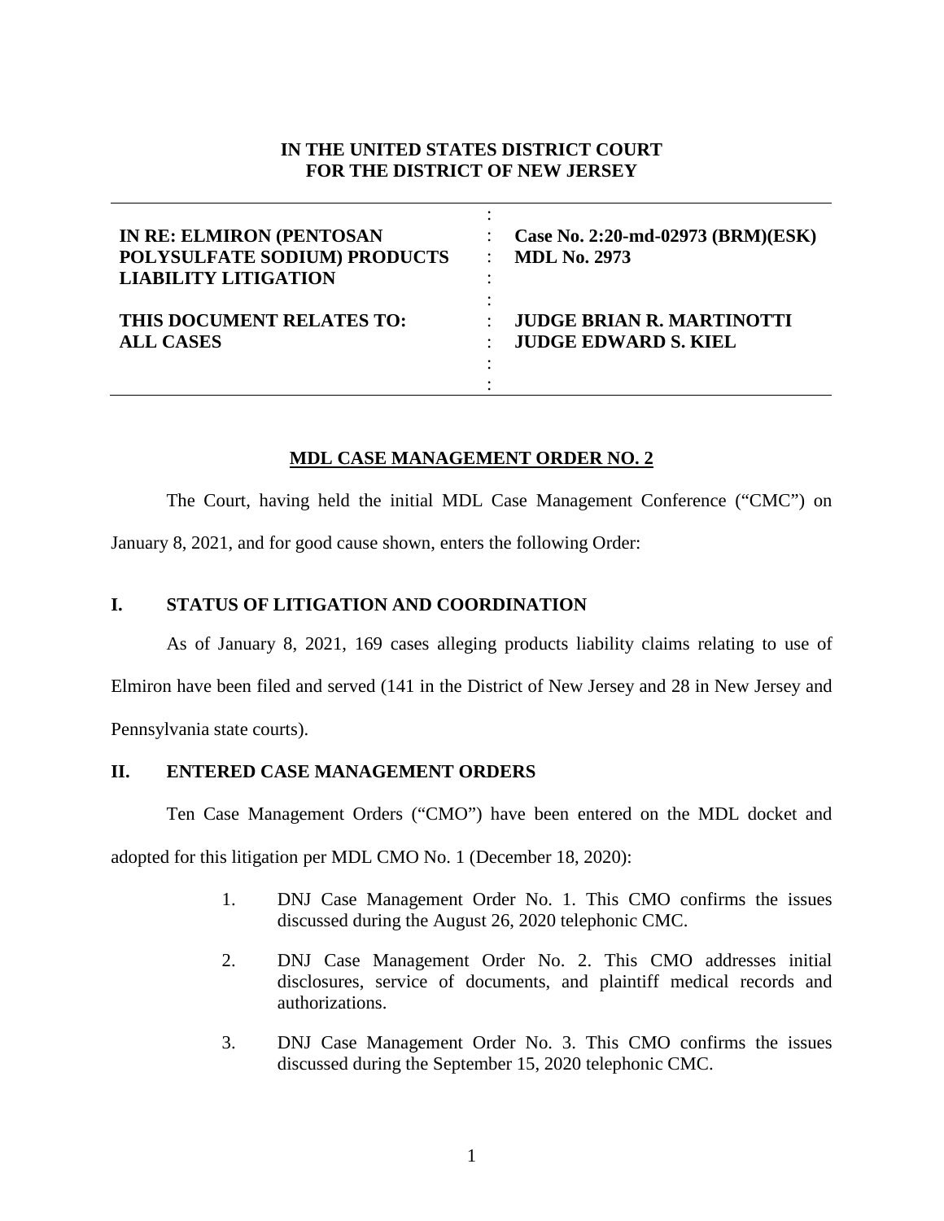**IN THE UNITED STATES DISTRICT COURT**
**FOR THE DISTRICT OF NEW JERSEY**

| | |
|---|---|
| **IN RE: ELMIRON (PENTOSAN POLYSULFATE SODIUM) PRODUCTS LIABILITY LITIGATION** | **Case No. 2:20-md-02973 (BRM)(ESK)** **MDL No. 2973** |
| **THIS DOCUMENT RELATES TO: ALL CASES** | **JUDGE BRIAN R. MARTINOTTI** **JUDGE EDWARD S. KIEL** |

## MDL CASE MANAGEMENT ORDER NO. 2

The Court, having held the initial MDL Case Management Conference ("CMC") on January 8, 2021, and for good cause shown, enters the following Order:

## I. STATUS OF LITIGATION AND COORDINATION

As of January 8, 2021, 169 cases alleging products liability claims relating to use of Elmiron have been filed and served (141 in the District of New Jersey and 28 in New Jersey and Pennsylvania state courts).

## II. ENTERED CASE MANAGEMENT ORDERS

Ten Case Management Orders ("CMO") have been entered on the MDL docket and adopted for this litigation per MDL CMO No. 1 (December 18, 2020):

1. DNJ Case Management Order No. 1. This CMO confirms the issues discussed during the August 26, 2020 telephonic CMC.

2. DNJ Case Management Order No. 2. This CMO addresses initial disclosures, service of documents, and plaintiff medical records and authorizations.

3. DNJ Case Management Order No. 3. This CMO confirms the issues discussed during the September 15, 2020 telephonic CMC.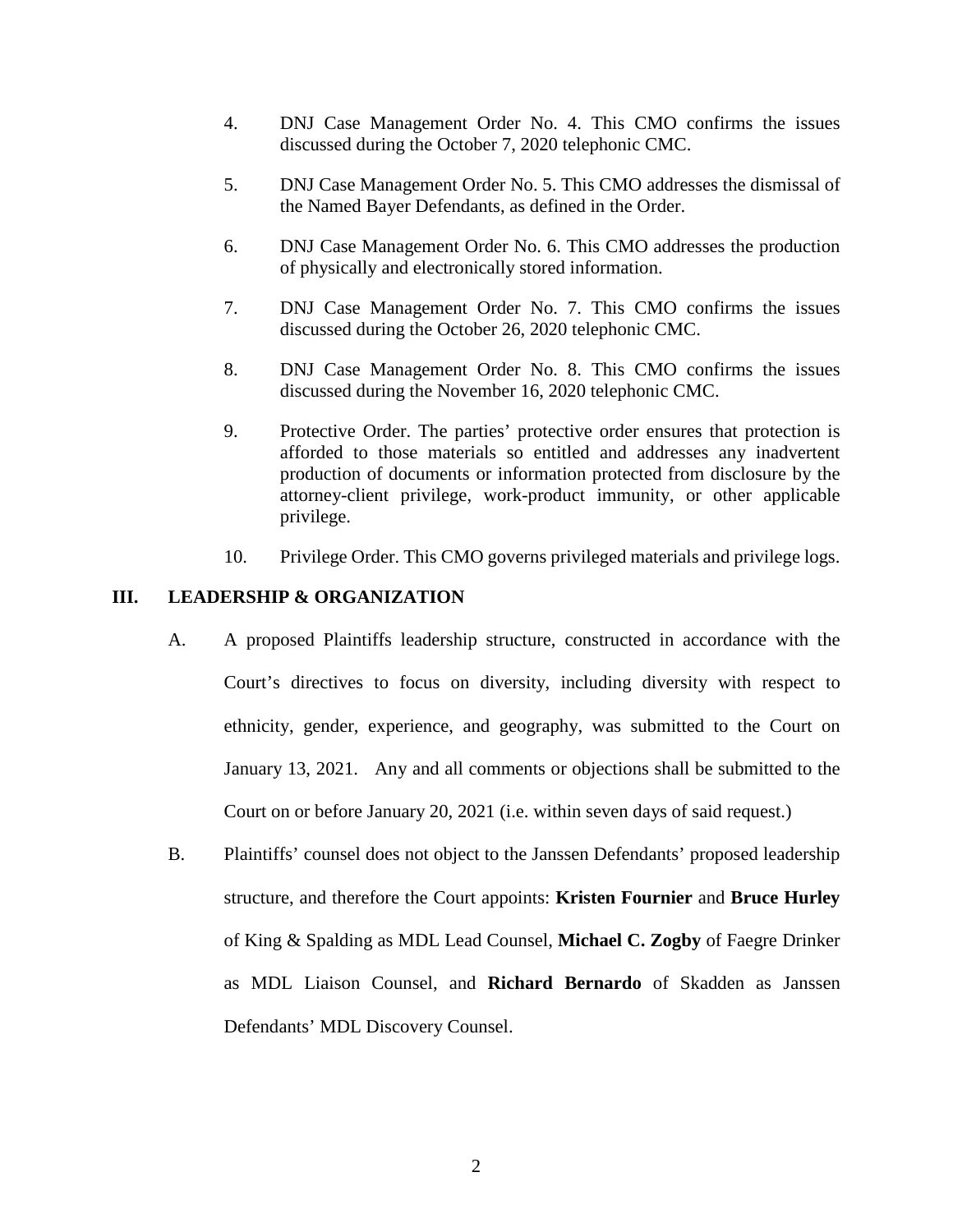4. DNJ Case Management Order No. 4. This CMO confirms the issues discussed during the October 7, 2020 telephonic CMC.

5. DNJ Case Management Order No. 5. This CMO addresses the dismissal of the Named Bayer Defendants, as defined in the Order.

6. DNJ Case Management Order No. 6. This CMO addresses the production of physically and electronically stored information.

7. DNJ Case Management Order No. 7. This CMO confirms the issues discussed during the October 26, 2020 telephonic CMC.

8. DNJ Case Management Order No. 8. This CMO confirms the issues discussed during the November 16, 2020 telephonic CMC.

9. Protective Order. The parties' protective order ensures that protection is afforded to those materials so entitled and addresses any inadvertent production of documents or information protected from disclosure by the attorney-client privilege, work-product immunity, or other applicable privilege.

10. Privilege Order. This CMO governs privileged materials and privilege logs.

## III. LEADERSHIP & ORGANIZATION

A. A proposed Plaintiffs leadership structure, constructed in accordance with the Court's directives to focus on diversity, including diversity with respect to ethnicity, gender, experience, and geography, was submitted to the Court on January 13, 2021. Any and all comments or objections shall be submitted to the Court on or before January 20, 2021 (i.e. within seven days of said request.)

B. Plaintiffs' counsel does not object to the Janssen Defendants' proposed leadership structure, and therefore the Court appoints: **Kristen Fournier** and **Bruce Hurley** of King & Spalding as MDL Lead Counsel, **Michael C. Zogby** of Faegre Drinker as MDL Liaison Counsel, and **Richard Bernardo** of Skadden as Janssen Defendants' MDL Discovery Counsel.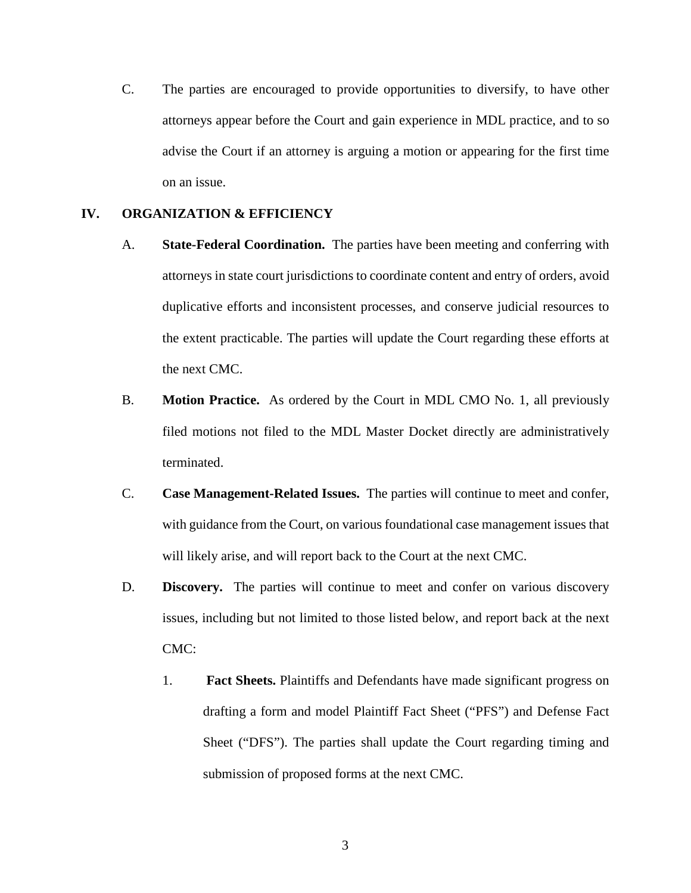C. The parties are encouraged to provide opportunities to diversify, to have other attorneys appear before the Court and gain experience in MDL practice, and to so advise the Court if an attorney is arguing a motion or appearing for the first time on an issue.

## IV. ORGANIZATION & EFFICIENCY

A. **State-Federal Coordination.** The parties have been meeting and conferring with attorneys in state court jurisdictions to coordinate content and entry of orders, avoid duplicative efforts and inconsistent processes, and conserve judicial resources to the extent practicable. The parties will update the Court regarding these efforts at the next CMC.

B. **Motion Practice.** As ordered by the Court in MDL CMO No. 1, all previously filed motions not filed to the MDL Master Docket directly are administratively terminated.

C. **Case Management-Related Issues.** The parties will continue to meet and confer, with guidance from the Court, on various foundational case management issues that will likely arise, and will report back to the Court at the next CMC.

D. **Discovery.** The parties will continue to meet and confer on various discovery issues, including but not limited to those listed below, and report back at the next CMC:

1. **Fact Sheets.** Plaintiffs and Defendants have made significant progress on drafting a form and model Plaintiff Fact Sheet ("PFS") and Defense Fact Sheet ("DFS"). The parties shall update the Court regarding timing and submission of proposed forms at the next CMC.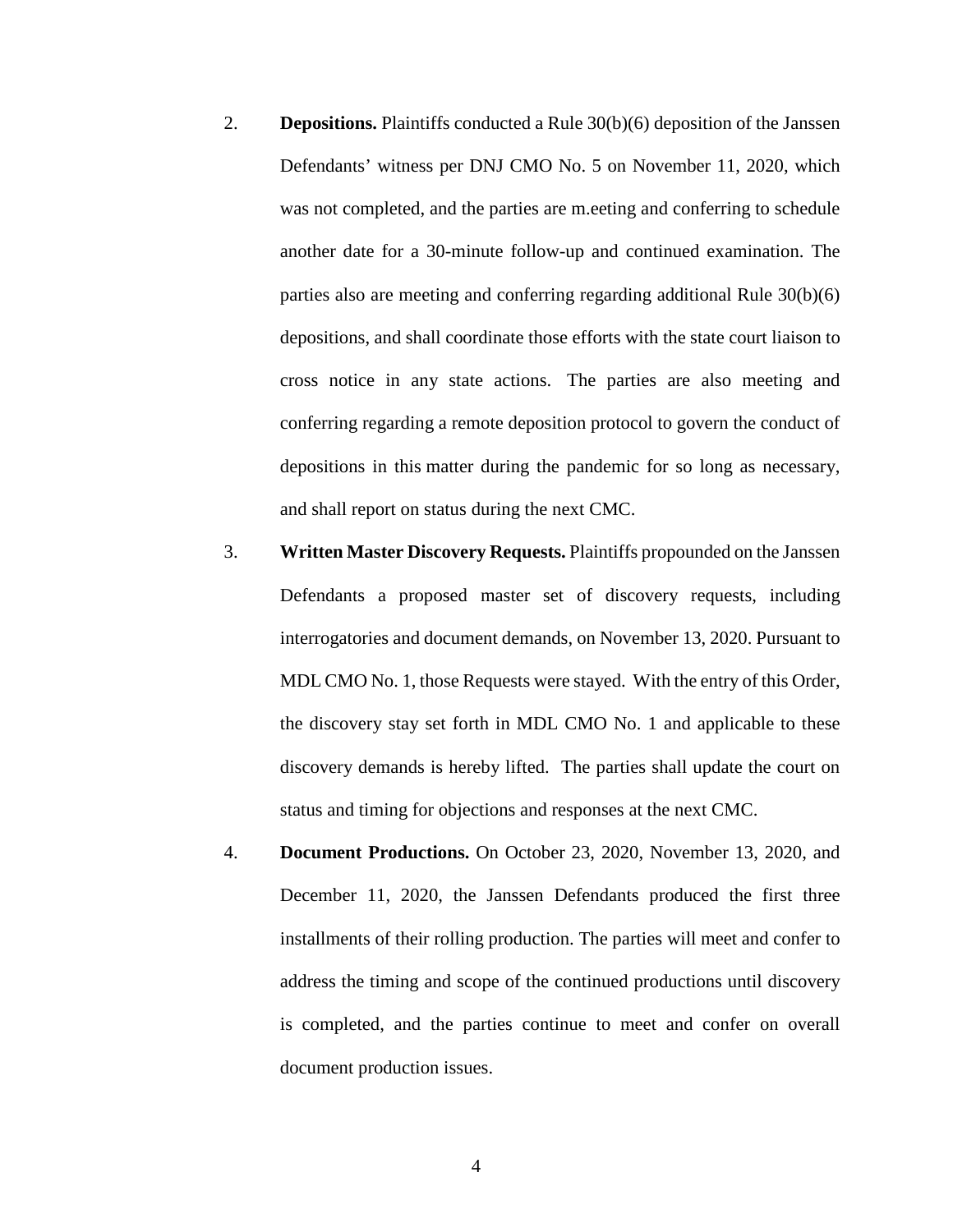2. **Depositions.** Plaintiffs conducted a Rule 30(b)(6) deposition of the Janssen Defendants' witness per DNJ CMO No. 5 on November 11, 2020, which was not completed, and the parties are m.eeting and conferring to schedule another date for a 30-minute follow-up and continued examination. The parties also are meeting and conferring regarding additional Rule 30(b)(6) depositions, and shall coordinate those efforts with the state court liaison to cross notice in any state actions. The parties are also meeting and conferring regarding a remote deposition protocol to govern the conduct of depositions in this matter during the pandemic for so long as necessary, and shall report on status during the next CMC.

3. **Written Master Discovery Requests.** Plaintiffs propounded on the Janssen Defendants a proposed master set of discovery requests, including interrogatories and document demands, on November 13, 2020. Pursuant to MDL CMO No. 1, those Requests were stayed. With the entry of this Order, the discovery stay set forth in MDL CMO No. 1 and applicable to these discovery demands is hereby lifted. The parties shall update the court on status and timing for objections and responses at the next CMC.

4. **Document Productions.** On October 23, 2020, November 13, 2020, and December 11, 2020, the Janssen Defendants produced the first three installments of their rolling production. The parties will meet and confer to address the timing and scope of the continued productions until discovery is completed, and the parties continue to meet and confer on overall document production issues.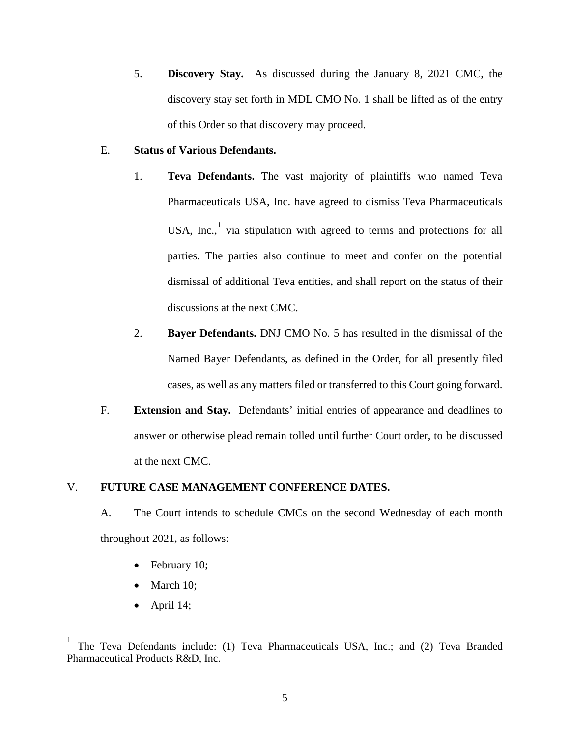5. **Discovery Stay.** As discussed during the January 8, 2021 CMC, the discovery stay set forth in MDL CMO No. 1 shall be lifted as of the entry of this Order so that discovery may proceed.

E. **Status of Various Defendants.**

1. **Teva Defendants.** The vast majority of plaintiffs who named Teva Pharmaceuticals USA, Inc. have agreed to dismiss Teva Pharmaceuticals USA, Inc.,[1] via stipulation with agreed to terms and protections for all parties. The parties also continue to meet and confer on the potential dismissal of additional Teva entities, and shall report on the status of their discussions at the next CMC.

2. **Bayer Defendants.** DNJ CMO No. 5 has resulted in the dismissal of the Named Bayer Defendants, as defined in the Order, for all presently filed cases, as well as any matters filed or transferred to this Court going forward.

F. **Extension and Stay.** Defendants' initial entries of appearance and deadlines to answer or otherwise plead remain tolled until further Court order, to be discussed at the next CMC.

## V. FUTURE CASE MANAGEMENT CONFERENCE DATES.

A. The Court intends to schedule CMCs on the second Wednesday of each month throughout 2021, as follows:

- February 10;
- March 10;
- April 14;

---

[1] The Teva Defendants include: (1) Teva Pharmaceuticals USA, Inc.; and (2) Teva Branded Pharmaceutical Products R&D, Inc.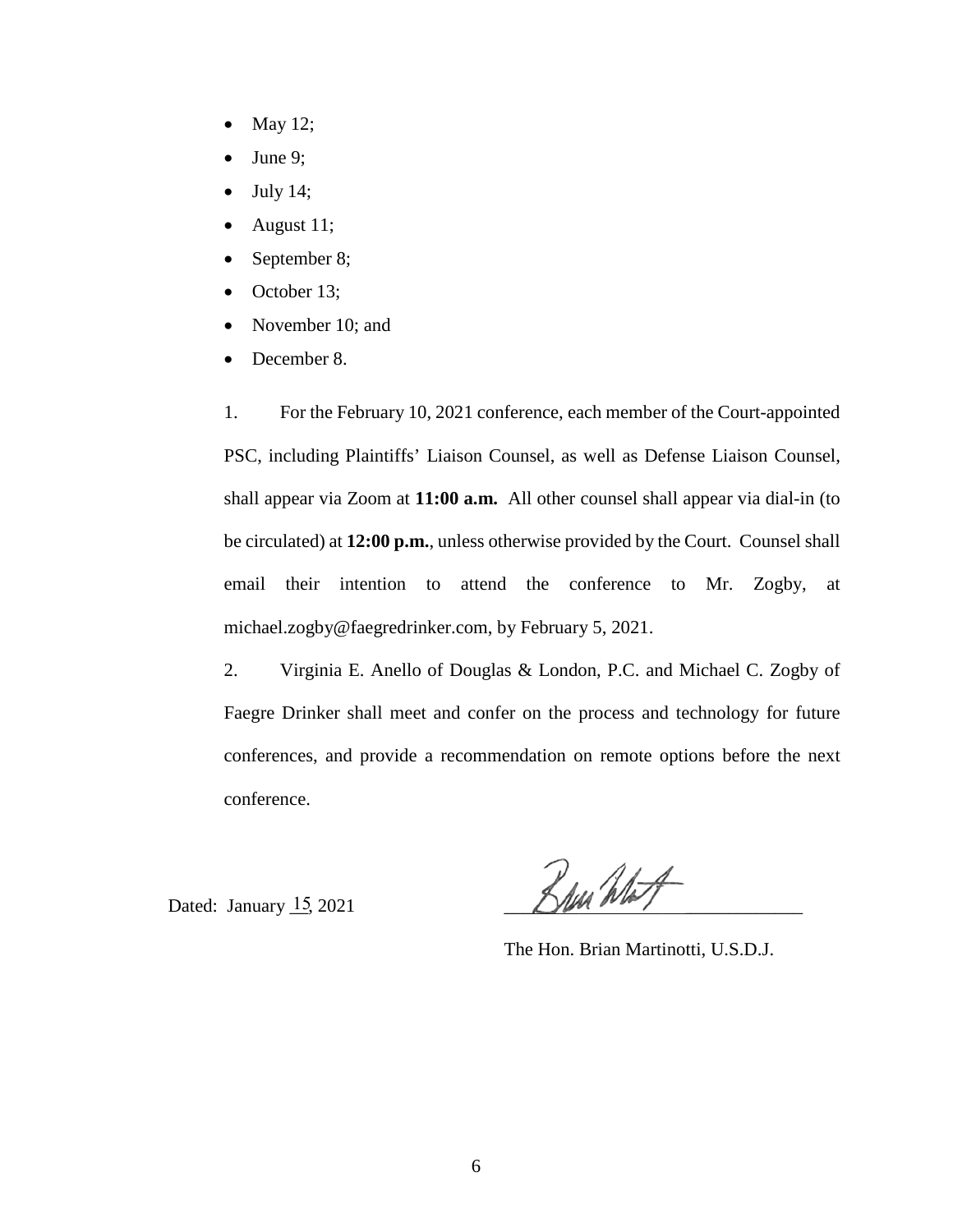- May 12;
- June 9;
- July 14;
- August 11;
- September 8;
- October 13;
- November 10; and
- December 8.

1. For the February 10, 2021 conference, each member of the Court-appointed PSC, including Plaintiffs' Liaison Counsel, as well as Defense Liaison Counsel, shall appear via Zoom at **11:00 a.m.** All other counsel shall appear via dial-in (to be circulated) at **12:00 p.m.**, unless otherwise provided by the Court. Counsel shall email their intention to attend the conference to Mr. Zogby, at michael.zogby@faegredrinker.com, by February 5, 2021.

2. Virginia E. Anello of Douglas & London, P.C. and Michael C. Zogby of Faegre Drinker shall meet and confer on the process and technology for future conferences, and provide a recommendation on remote options before the next conference.

Dated: January 15, 2021

The Hon. Brian Martinotti, U.S.D.J.